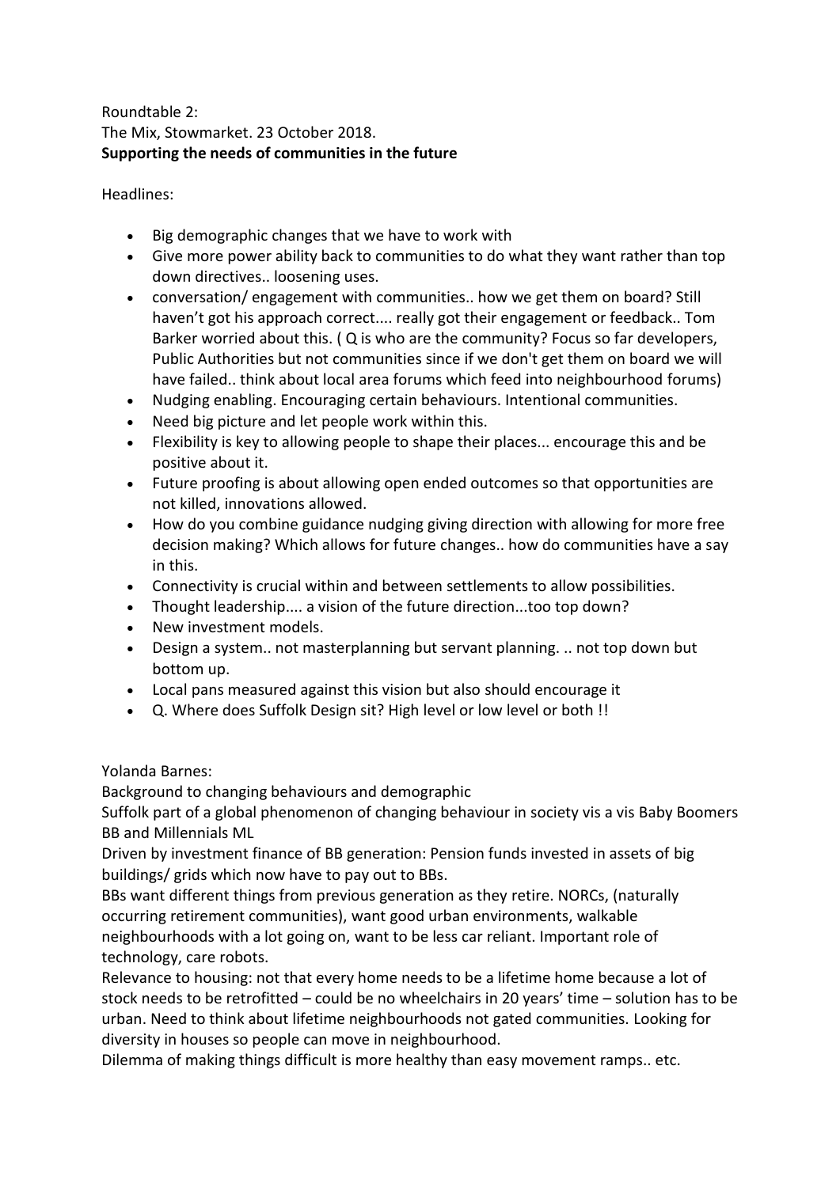Roundtable 2:
The Mix, Stowmarket. 23 October 2018.
**Supporting the needs of communities in the future**

Headlines:

- Big demographic changes that we have to work with
- Give more power ability back to communities to do what they want rather than top down directives.. loosening uses.
- conversation/ engagement with communities.. how we get them on board? Still haven't got his approach correct.... really got their engagement or feedback.. Tom Barker worried about this. ( Q is who are the community? Focus so far developers, Public Authorities but not communities since if we don't get them on board we will have failed.. think about local area forums which feed into neighbourhood forums)
- Nudging enabling. Encouraging certain behaviours. Intentional communities.
- Need big picture and let people work within this.
- Flexibility is key to allowing people to shape their places... encourage this and be positive about it.
- Future proofing is about allowing open ended outcomes so that opportunities are not killed, innovations allowed.
- How do you combine guidance nudging giving direction with allowing for more free decision making? Which allows for future changes.. how do communities have a say in this.
- Connectivity is crucial within and between settlements to allow possibilities.
- Thought leadership.... a vision of the future direction...too top down?
- New investment models.
- Design a system.. not masterplanning but servant planning. .. not top down but bottom up.
- Local pans measured against this vision but also should encourage it
- Q. Where does Suffolk Design sit? High level or low level or both !!

Yolanda Barnes:
Background to changing behaviours and demographic
Suffolk part of a global phenomenon of changing behaviour in society vis a vis Baby Boomers BB and Millennials ML
Driven by investment finance of BB generation: Pension funds invested in assets of big buildings/ grids which now have to pay out to BBs.
BBs want different things from previous generation as they retire. NORCs, (naturally occurring retirement communities), want good urban environments, walkable neighbourhoods with a lot going on, want to be less car reliant. Important role of technology, care robots.
Relevance to housing: not that every home needs to be a lifetime home because a lot of stock needs to be retrofitted – could be no wheelchairs in 20 years' time – solution has to be urban. Need to think about lifetime neighbourhoods not gated communities. Looking for diversity in houses so people can move in neighbourhood.
Dilemma of making things difficult is more healthy than easy movement ramps.. etc.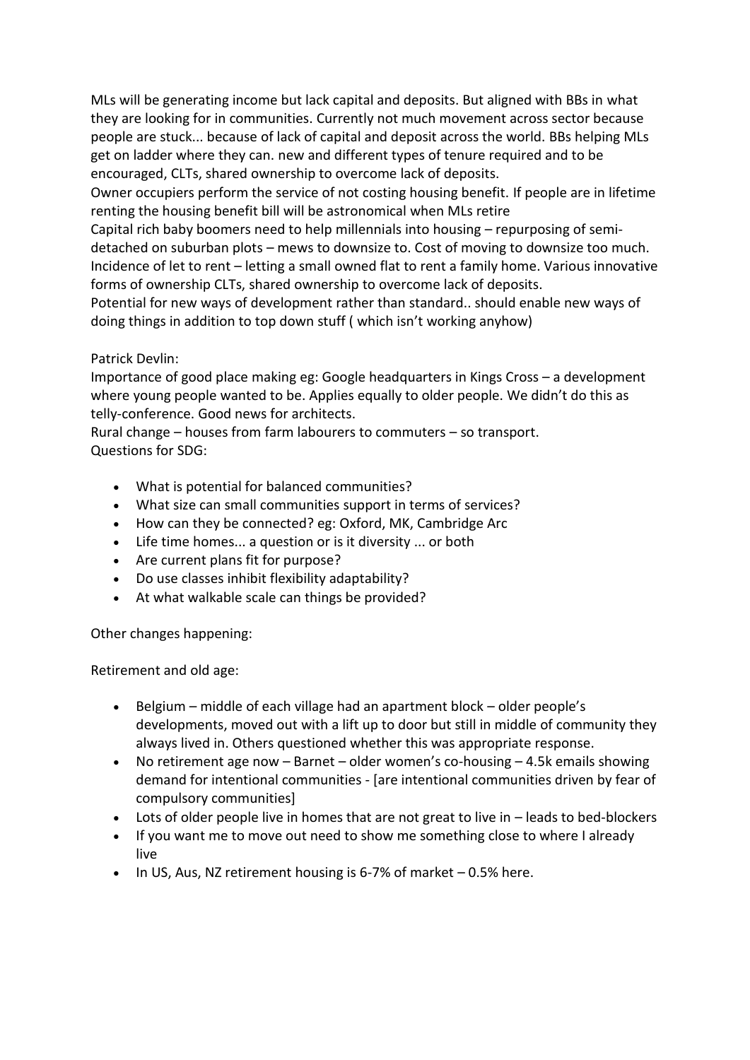MLs will be generating income but lack capital and deposits. But aligned with BBs in what they are looking for in communities. Currently not much movement across sector because people are stuck... because of lack of capital and deposit across the world. BBs helping MLs get on ladder where they can. new and different types of tenure required and to be encouraged, CLTs, shared ownership to overcome lack of deposits.

Owner occupiers perform the service of not costing housing benefit. If people are in lifetime renting the housing benefit bill will be astronomical when MLs retire

Capital rich baby boomers need to help millennials into housing – repurposing of semi-detached on suburban plots – mews to downsize to. Cost of moving to downsize too much. Incidence of let to rent – letting a small owned flat to rent a family home. Various innovative forms of ownership CLTs, shared ownership to overcome lack of deposits.

Potential for new ways of development rather than standard.. should enable new ways of doing things in addition to top down stuff ( which isn't working anyhow)

Patrick Devlin:

Importance of good place making eg: Google headquarters in Kings Cross – a development where young people wanted to be. Applies equally to older people. We didn't do this as telly-conference. Good news for architects.

Rural change – houses from farm labourers to commuters – so transport.

Questions for SDG:

- What is potential for balanced communities?
- What size can small communities support in terms of services?
- How can they be connected? eg: Oxford, MK, Cambridge Arc
- Life time homes... a question or is it diversity ... or both
- Are current plans fit for purpose?
- Do use classes inhibit flexibility adaptability?
- At what walkable scale can things be provided?

Other changes happening:

Retirement and old age:

- Belgium – middle of each village had an apartment block – older people's developments, moved out with a lift up to door but still in middle of community they always lived in. Others questioned whether this was appropriate response.
- No retirement age now – Barnet – older women's co-housing – 4.5k emails showing demand for intentional communities - [are intentional communities driven by fear of compulsory communities]
- Lots of older people live in homes that are not great to live in – leads to bed-blockers
- If you want me to move out need to show me something close to where I already live
- In US, Aus, NZ retirement housing is 6-7% of market – 0.5% here.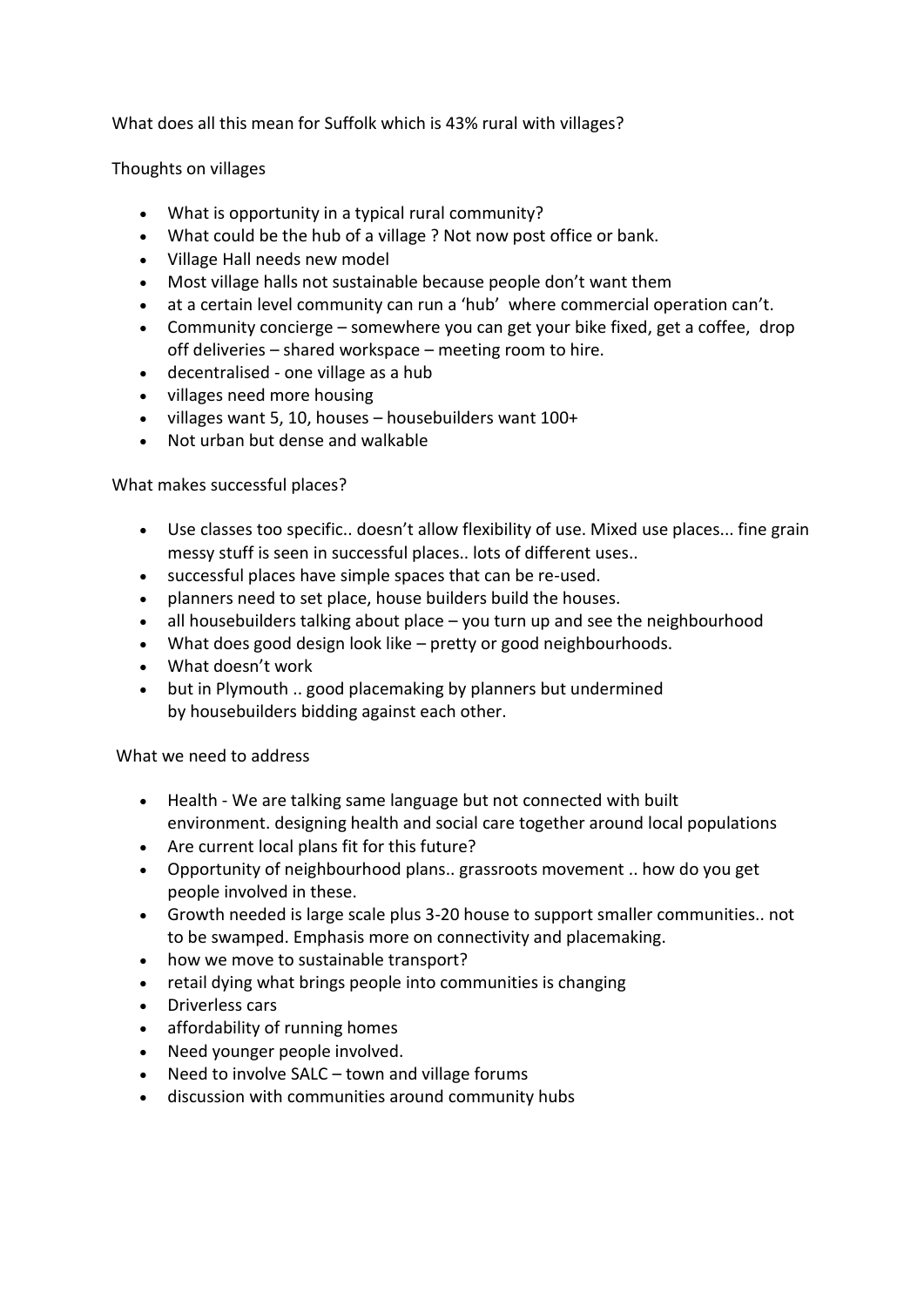What does all this mean for Suffolk which is 43% rural with villages?

Thoughts on villages

- What is opportunity in a typical rural community?
- What could be the hub of a village ? Not now post office or bank.
- Village Hall needs new model
- Most village halls not sustainable because people don't want them
- at a certain level community can run a 'hub' where commercial operation can't.
- Community concierge – somewhere you can get your bike fixed, get a coffee, drop off deliveries – shared workspace – meeting room to hire.
- decentralised - one village as a hub
- villages need more housing
- villages want 5, 10, houses – housebuilders want 100+
- Not urban but dense and walkable

What makes successful places?

- Use classes too specific.. doesn't allow flexibility of use. Mixed use places... fine grain messy stuff is seen in successful places.. lots of different uses..
- successful places have simple spaces that can be re-used.
- planners need to set place, house builders build the houses.
- all housebuilders talking about place – you turn up and see the neighbourhood
- What does good design look like – pretty or good neighbourhoods.
- What doesn't work
- but in Plymouth .. good placemaking by planners but undermined by housebuilders bidding against each other.

What we need to address

- Health - We are talking same language but not connected with built environment. designing health and social care together around local populations
- Are current local plans fit for this future?
- Opportunity of neighbourhood plans.. grassroots movement .. how do you get people involved in these.
- Growth needed is large scale plus 3-20 house to support smaller communities.. not to be swamped. Emphasis more on connectivity and placemaking.
- how we move to sustainable transport?
- retail dying what brings people into communities is changing
- Driverless cars
- affordability of running homes
- Need younger people involved.
- Need to involve SALC – town and village forums
- discussion with communities around community hubs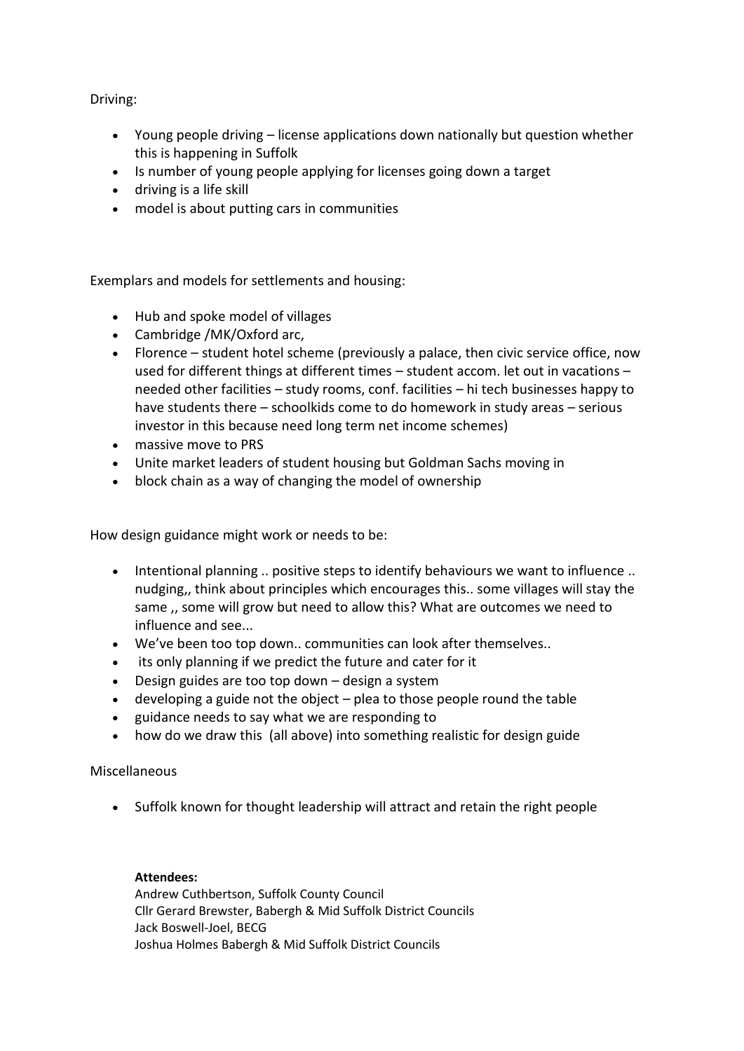Driving:

- Young people driving – license applications down nationally but question whether this is happening in Suffolk
- Is number of young people applying for licenses going down a target
- driving is a life skill
- model is about putting cars in communities

Exemplars and models for settlements and housing:

- Hub and spoke model of villages
- Cambridge /MK/Oxford arc,
- Florence – student hotel scheme (previously a palace, then civic service office, now used for different things at different times – student accom. let out in vacations – needed other facilities – study rooms, conf. facilities – hi tech businesses happy to have students there – schoolkids come to do homework in study areas – serious investor in this because need long term net income schemes)
- massive move to PRS
- Unite market leaders of student housing but Goldman Sachs moving in
- block chain as a way of changing the model of ownership

How design guidance might work or needs to be:

- Intentional planning .. positive steps to identify behaviours we want to influence .. nudging,, think about principles which encourages this.. some villages will stay the same ,, some will grow but need to allow this? What are outcomes we need to influence and see...
- We've been too top down.. communities can look after themselves..
- its only planning if we predict the future and cater for it
- Design guides are too top down – design a system
- developing a guide not the object – plea to those people round the table
- guidance needs to say what we are responding to
- how do we draw this (all above) into something realistic for design guide

Miscellaneous

- Suffolk known for thought leadership will attract and retain the right people

**Attendees:**
Andrew Cuthbertson, Suffolk County Council
Cllr Gerard Brewster, Babergh & Mid Suffolk District Councils
Jack Boswell-Joel, BECG
Joshua Holmes Babergh & Mid Suffolk District Councils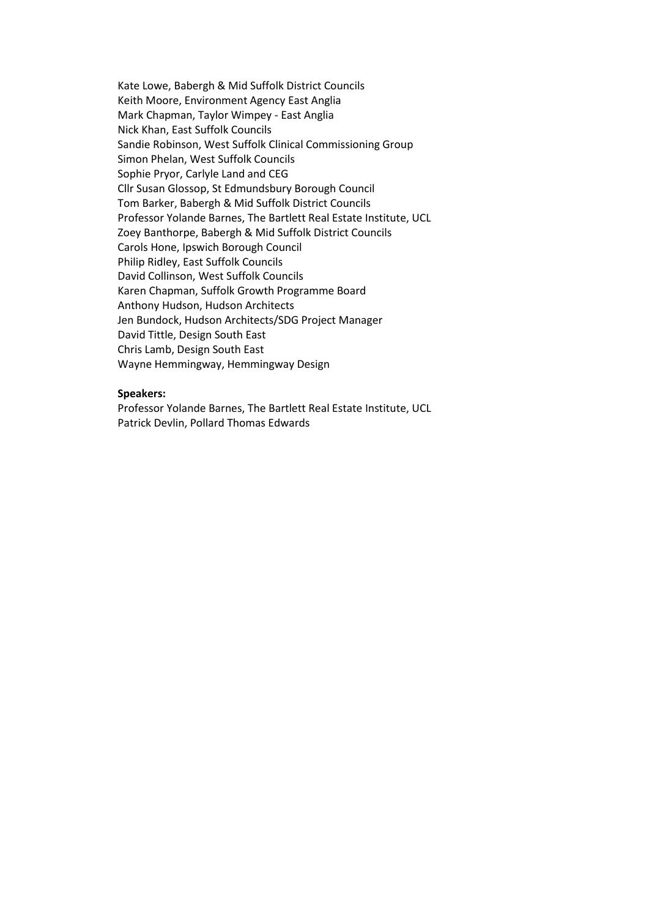Kate Lowe, Babergh & Mid Suffolk District Councils
Keith Moore, Environment Agency East Anglia
Mark Chapman, Taylor Wimpey - East Anglia
Nick Khan, East Suffolk Councils
Sandie Robinson, West Suffolk Clinical Commissioning Group
Simon Phelan, West Suffolk Councils
Sophie Pryor, Carlyle Land and CEG
Cllr Susan Glossop, St Edmundsbury Borough Council
Tom Barker, Babergh & Mid Suffolk District Councils
Professor Yolande Barnes, The Bartlett Real Estate Institute, UCL
Zoey Banthorpe, Babergh & Mid Suffolk District Councils
Carols Hone, Ipswich Borough Council
Philip Ridley, East Suffolk Councils
David Collinson, West Suffolk Councils
Karen Chapman, Suffolk Growth Programme Board
Anthony Hudson, Hudson Architects
Jen Bundock, Hudson Architects/SDG Project Manager
David Tittle, Design South East
Chris Lamb, Design South East
Wayne Hemmingway, Hemmingway Design

**Speakers:**
Professor Yolande Barnes, The Bartlett Real Estate Institute, UCL
Patrick Devlin, Pollard Thomas Edwards